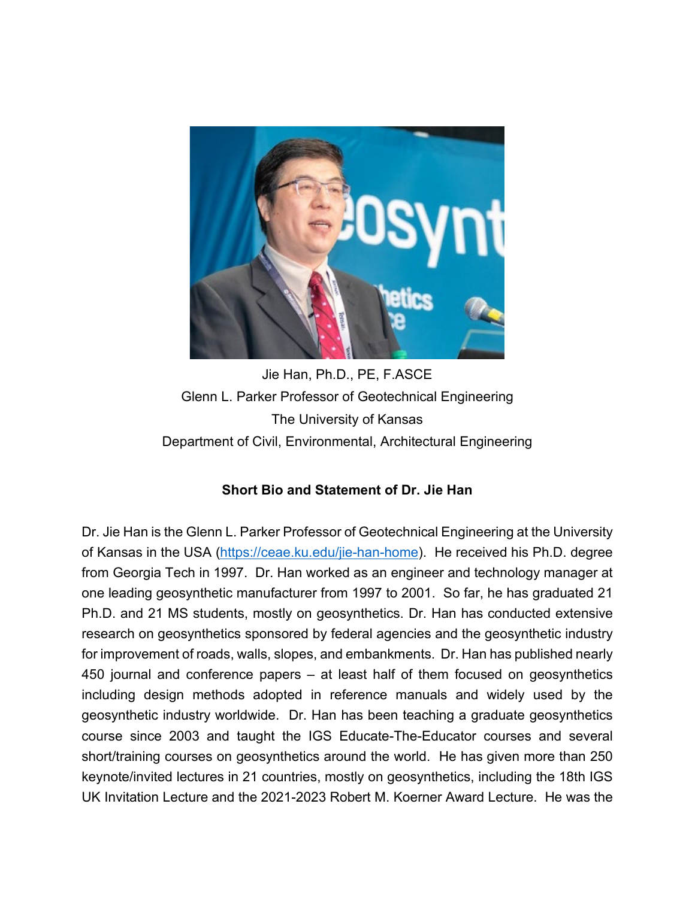Jie Han, Ph.D., PE, F.ASCE
Glenn L. Parker Professor of Geotechnical Engineering
The University of Kansas
Department of Civil, Environmental, Architectural Engineering

**Short Bio and Statement of Dr. Jie Han**

Dr. Jie Han is the Glenn L. Parker Professor of Geotechnical Engineering at the University of Kansas in the USA (https://ceae.ku.edu/jie-han-home). He received his Ph.D. degree from Georgia Tech in 1997. Dr. Han worked as an engineer and technology manager at one leading geosynthetic manufacturer from 1997 to 2001. So far, he has graduated 21 Ph.D. and 21 MS students, mostly on geosynthetics. Dr. Han has conducted extensive research on geosynthetics sponsored by federal agencies and the geosynthetic industry for improvement of roads, walls, slopes, and embankments. Dr. Han has published nearly 450 journal and conference papers – at least half of them focused on geosynthetics including design methods adopted in reference manuals and widely used by the geosynthetic industry worldwide. Dr. Han has been teaching a graduate geosynthetics course since 2003 and taught the IGS Educate-The-Educator courses and several short/training courses on geosynthetics around the world. He has given more than 250 keynote/invited lectures in 21 countries, mostly on geosynthetics, including the 18th IGS UK Invitation Lecture and the 2021-2023 Robert M. Koerner Award Lecture. He was the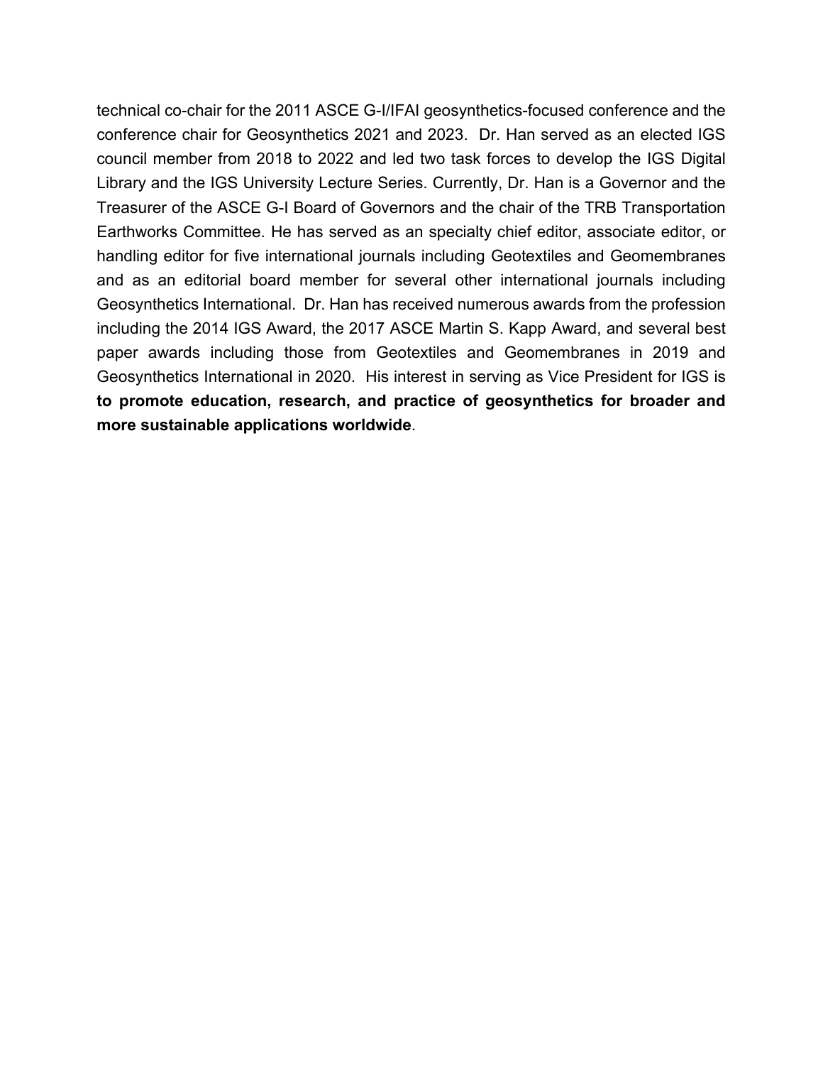technical co-chair for the 2011 ASCE G-I/IFAI geosynthetics-focused conference and the conference chair for Geosynthetics 2021 and 2023. Dr. Han served as an elected IGS council member from 2018 to 2022 and led two task forces to develop the IGS Digital Library and the IGS University Lecture Series. Currently, Dr. Han is a Governor and the Treasurer of the ASCE G-I Board of Governors and the chair of the TRB Transportation Earthworks Committee. He has served as an specialty chief editor, associate editor, or handling editor for five international journals including Geotextiles and Geomembranes and as an editorial board member for several other international journals including Geosynthetics International. Dr. Han has received numerous awards from the profession including the 2014 IGS Award, the 2017 ASCE Martin S. Kapp Award, and several best paper awards including those from Geotextiles and Geomembranes in 2019 and Geosynthetics International in 2020. His interest in serving as Vice President for IGS is **to promote education, research, and practice of geosynthetics for broader and more sustainable applications worldwide**.